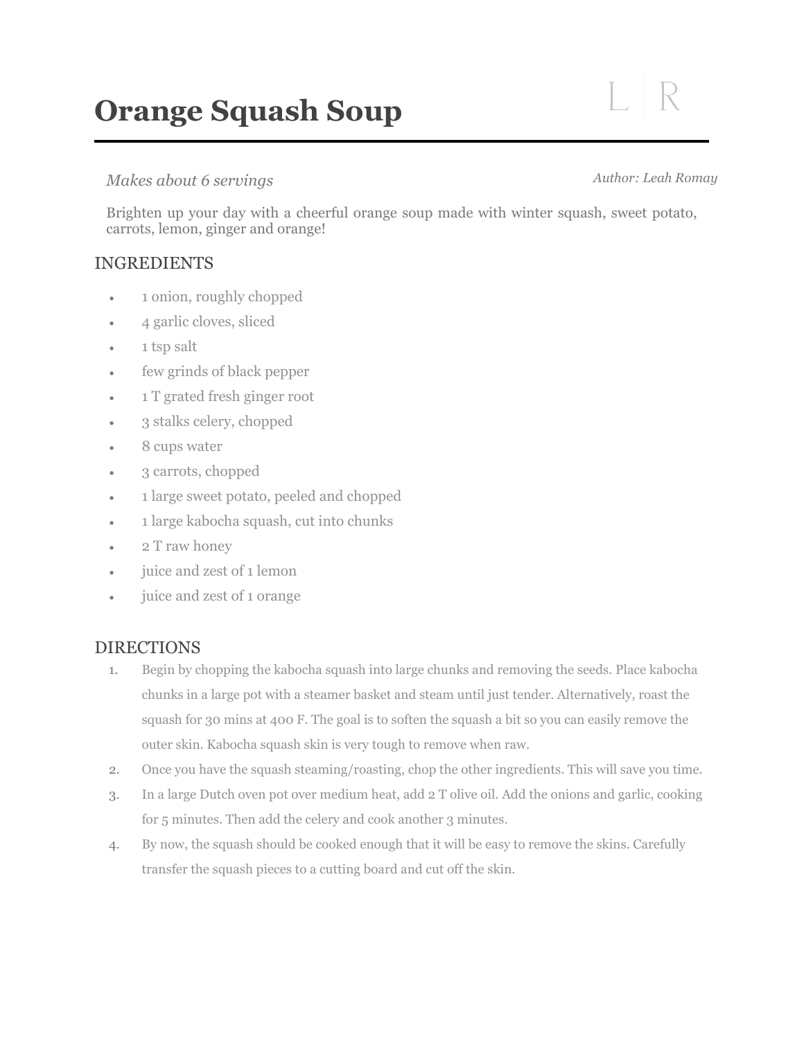# Orange Squash Soup

L | R

*Makes about 6 servings*

*Author: Leah Romay*

Brighten up your day with a cheerful orange soup made with winter squash, sweet potato, carrots, lemon, ginger and orange!

## INGREDIENTS

- 1 onion, roughly chopped
- 4 garlic cloves, sliced
- 1 tsp salt
- few grinds of black pepper
- 1 T grated fresh ginger root
- 3 stalks celery, chopped
- 8 cups water
- 3 carrots, chopped
- 1 large sweet potato, peeled and chopped
- 1 large kabocha squash, cut into chunks
- 2 T raw honey
- juice and zest of 1 lemon
- juice and zest of 1 orange

## DIRECTIONS

1. Begin by chopping the kabocha squash into large chunks and removing the seeds. Place kabocha chunks in a large pot with a steamer basket and steam until just tender. Alternatively, roast the squash for 30 mins at 400 F. The goal is to soften the squash a bit so you can easily remove the outer skin. Kabocha squash skin is very tough to remove when raw.
2. Once you have the squash steaming/roasting, chop the other ingredients. This will save you time.
3. In a large Dutch oven pot over medium heat, add 2 T olive oil. Add the onions and garlic, cooking for 5 minutes. Then add the celery and cook another 3 minutes.
4. By now, the squash should be cooked enough that it will be easy to remove the skins. Carefully transfer the squash pieces to a cutting board and cut off the skin.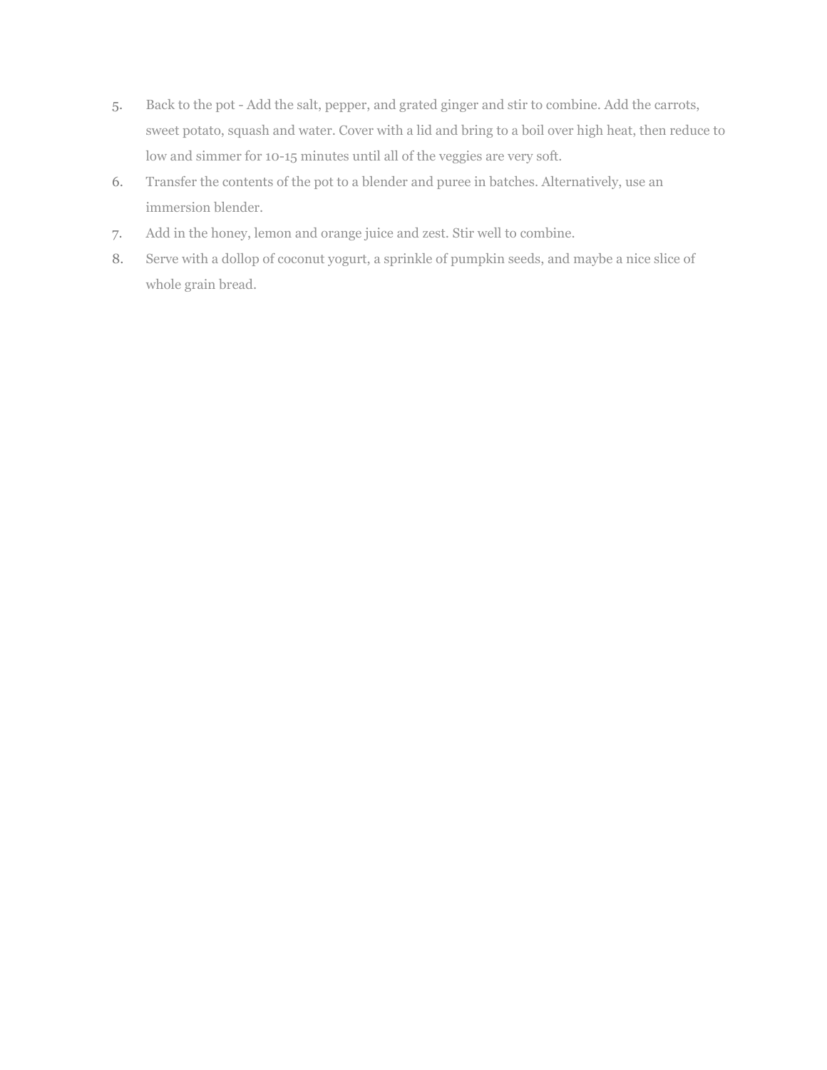5. Back to the pot - Add the salt, pepper, and grated ginger and stir to combine. Add the carrots, sweet potato, squash and water. Cover with a lid and bring to a boil over high heat, then reduce to low and simmer for 10-15 minutes until all of the veggies are very soft.
6. Transfer the contents of the pot to a blender and puree in batches. Alternatively, use an immersion blender.
7. Add in the honey, lemon and orange juice and zest. Stir well to combine.
8. Serve with a dollop of coconut yogurt, a sprinkle of pumpkin seeds, and maybe a nice slice of whole grain bread.